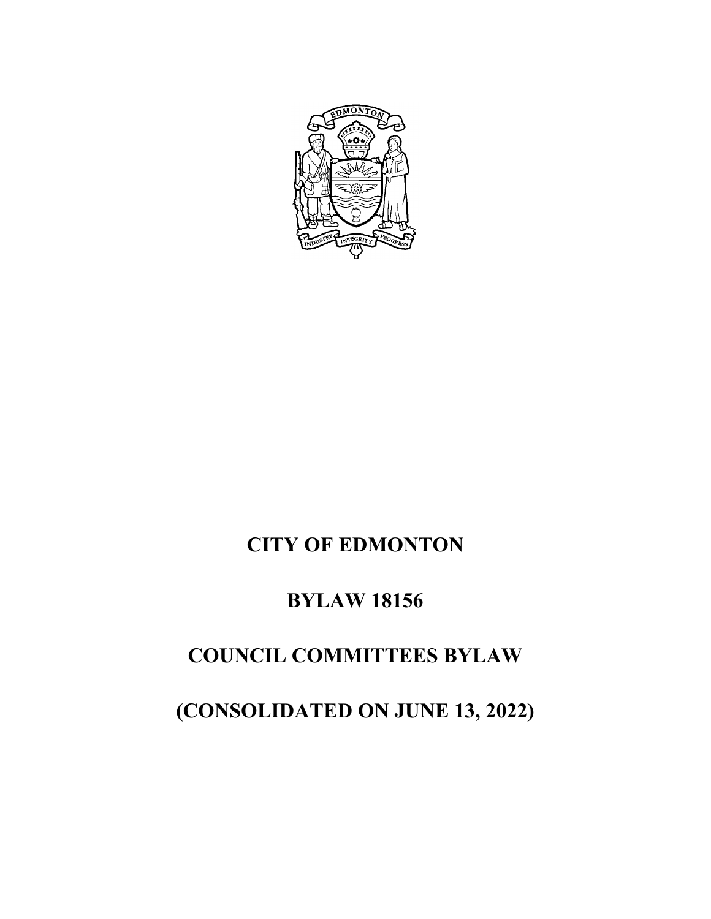# CITY OF EDMONTON

# BYLAW 18156

# COUNCIL COMMITTEES BYLAW

# (CONSOLIDATED ON JUNE 13, 2022)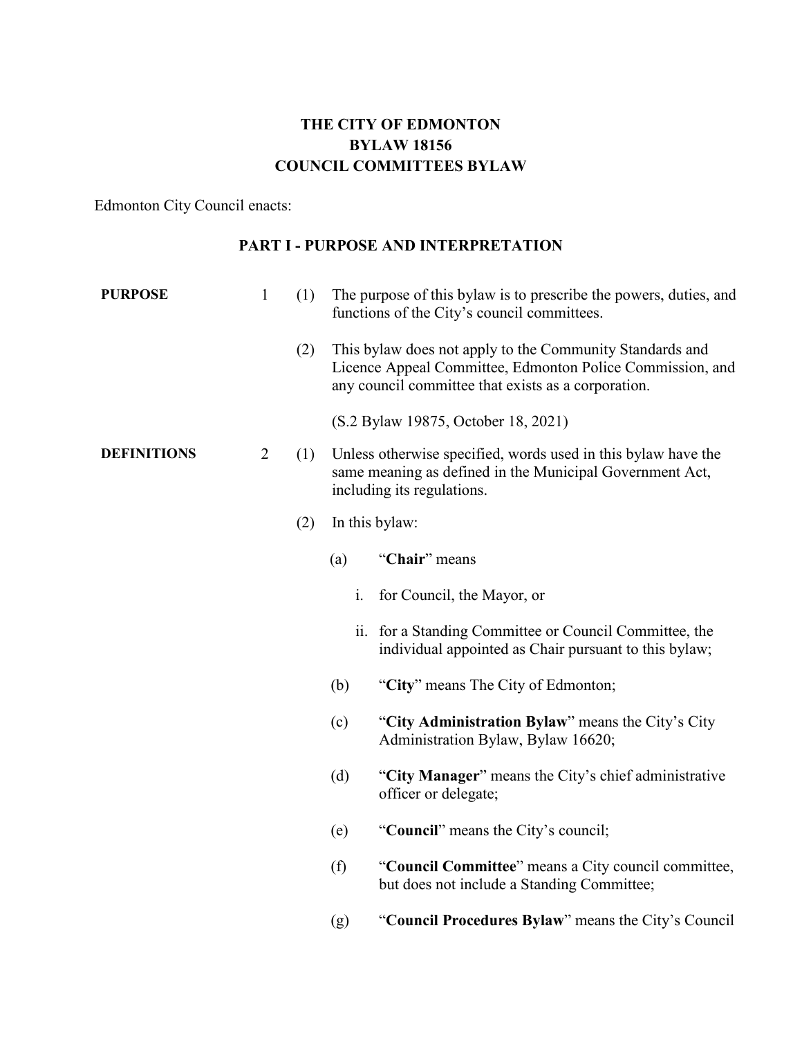# THE CITY OF EDMONTON
# BYLAW 18156
# COUNCIL COMMITTEES BYLAW

Edmonton City Council enacts:

## PART I - PURPOSE AND INTERPRETATION

**PURPOSE**

1 (1) The purpose of this bylaw is to prescribe the powers, duties, and functions of the City's council committees.

(2) This bylaw does not apply to the Community Standards and Licence Appeal Committee, Edmonton Police Commission, and any council committee that exists as a corporation.

(S.2 Bylaw 19875, October 18, 2021)

**DEFINITIONS**

2 (1) Unless otherwise specified, words used in this bylaw have the same meaning as defined in the Municipal Government Act, including its regulations.

(2) In this bylaw:

(a) "**Chair**" means

i. for Council, the Mayor, or

ii. for a Standing Committee or Council Committee, the individual appointed as Chair pursuant to this bylaw;

(b) "**City**" means The City of Edmonton;

(c) "**City Administration Bylaw**" means the City's City Administration Bylaw, Bylaw 16620;

(d) "**City Manager**" means the City's chief administrative officer or delegate;

(e) "**Council**" means the City's council;

(f) "**Council Committee**" means a City council committee, but does not include a Standing Committee;

(g) "**Council Procedures Bylaw**" means the City's Council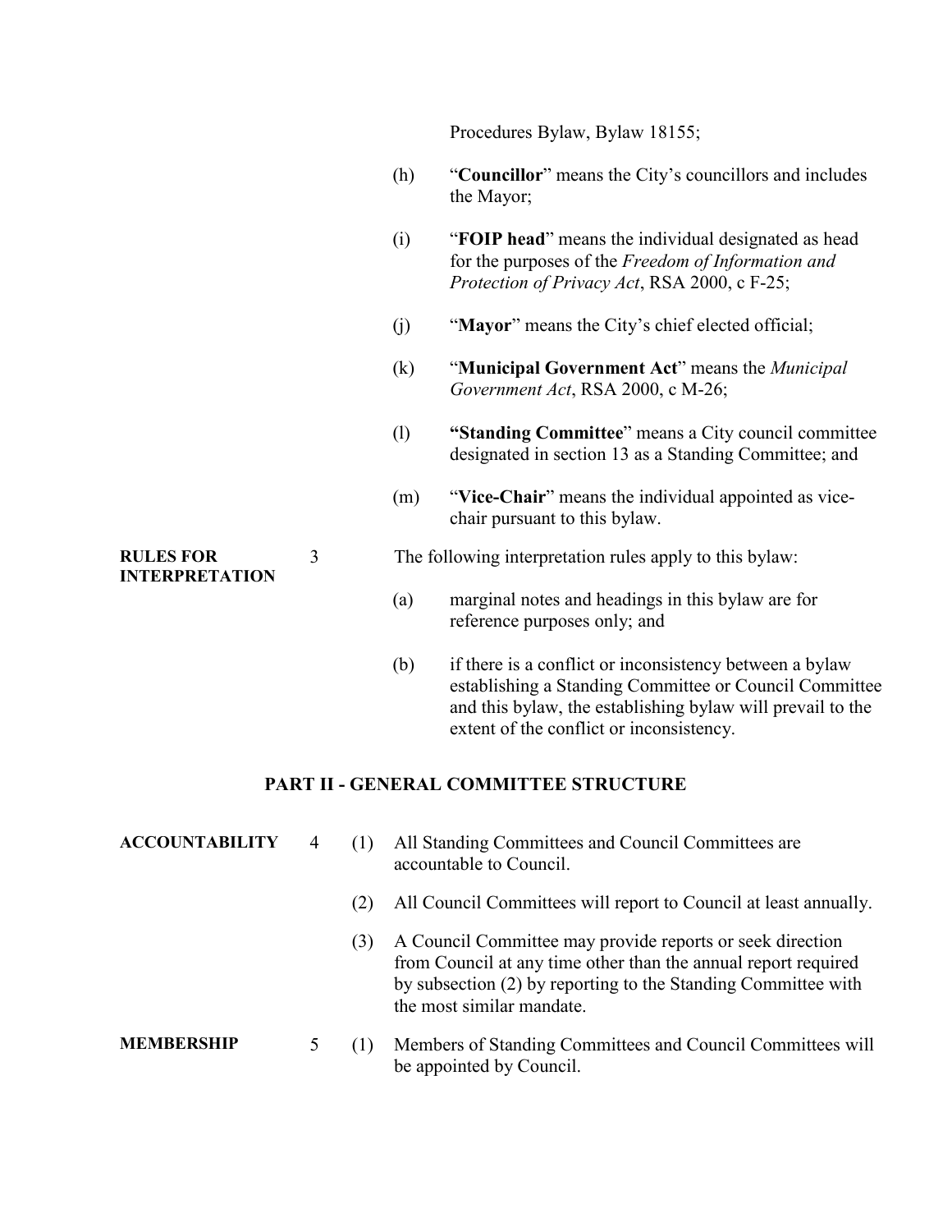Procedures Bylaw, Bylaw 18155;

(h) "**Councillor**" means the City's councillors and includes the Mayor;

(i) "**FOIP head**" means the individual designated as head for the purposes of the *Freedom of Information and Protection of Privacy Act*, RSA 2000, c F-25;

(j) "**Mayor**" means the City's chief elected official;

(k) "**Municipal Government Act**" means the *Municipal Government Act*, RSA 2000, c M-26;

(l) **"Standing Committee**" means a City council committee designated in section 13 as a Standing Committee; and

(m) "**Vice-Chair**" means the individual appointed as vice-chair pursuant to this bylaw.

**RULES FOR INTERPRETATION**

3 The following interpretation rules apply to this bylaw:

(a) marginal notes and headings in this bylaw are for reference purposes only; and

(b) if there is a conflict or inconsistency between a bylaw establishing a Standing Committee or Council Committee and this bylaw, the establishing bylaw will prevail to the extent of the conflict or inconsistency.

## PART II - GENERAL COMMITTEE STRUCTURE

**ACCOUNTABILITY**

4 (1) All Standing Committees and Council Committees are accountable to Council.

(2) All Council Committees will report to Council at least annually.

(3) A Council Committee may provide reports or seek direction from Council at any time other than the annual report required by subsection (2) by reporting to the Standing Committee with the most similar mandate.

**MEMBERSHIP**

5 (1) Members of Standing Committees and Council Committees will be appointed by Council.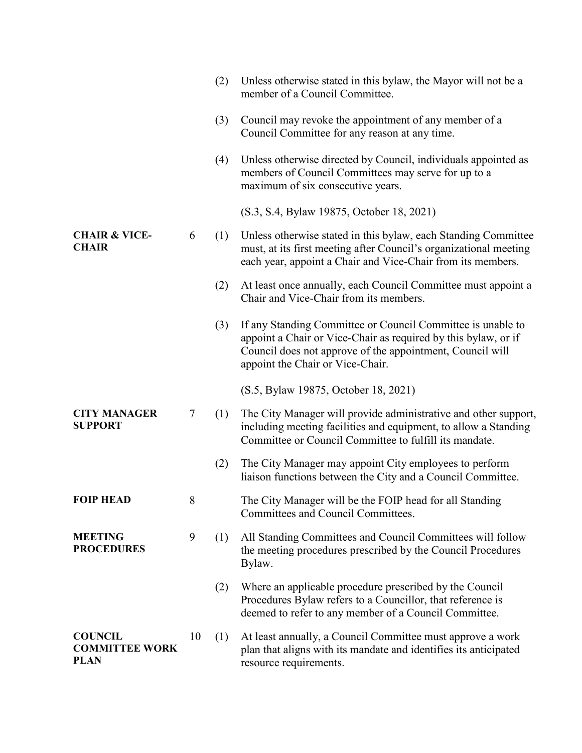(2) Unless otherwise stated in this bylaw, the Mayor will not be a member of a Council Committee.

(3) Council may revoke the appointment of any member of a Council Committee for any reason at any time.

(4) Unless otherwise directed by Council, individuals appointed as members of Council Committees may serve for up to a maximum of six consecutive years.

(S.3, S.4, Bylaw 19875, October 18, 2021)

**CHAIR & VICE-CHAIR**

6 (1) Unless otherwise stated in this bylaw, each Standing Committee must, at its first meeting after Council's organizational meeting each year, appoint a Chair and Vice-Chair from its members.

(2) At least once annually, each Council Committee must appoint a Chair and Vice-Chair from its members.

(3) If any Standing Committee or Council Committee is unable to appoint a Chair or Vice-Chair as required by this bylaw, or if Council does not approve of the appointment, Council will appoint the Chair or Vice-Chair.

(S.5, Bylaw 19875, October 18, 2021)

**CITY MANAGER SUPPORT**

7 (1) The City Manager will provide administrative and other support, including meeting facilities and equipment, to allow a Standing Committee or Council Committee to fulfill its mandate.

(2) The City Manager may appoint City employees to perform liaison functions between the City and a Council Committee.

**FOIP HEAD**

8 The City Manager will be the FOIP head for all Standing Committees and Council Committees.

**MEETING PROCEDURES**

9 (1) All Standing Committees and Council Committees will follow the meeting procedures prescribed by the Council Procedures Bylaw.

(2) Where an applicable procedure prescribed by the Council Procedures Bylaw refers to a Councillor, that reference is deemed to refer to any member of a Council Committee.

**COUNCIL COMMITTEE WORK PLAN**

10 (1) At least annually, a Council Committee must approve a work plan that aligns with its mandate and identifies its anticipated resource requirements.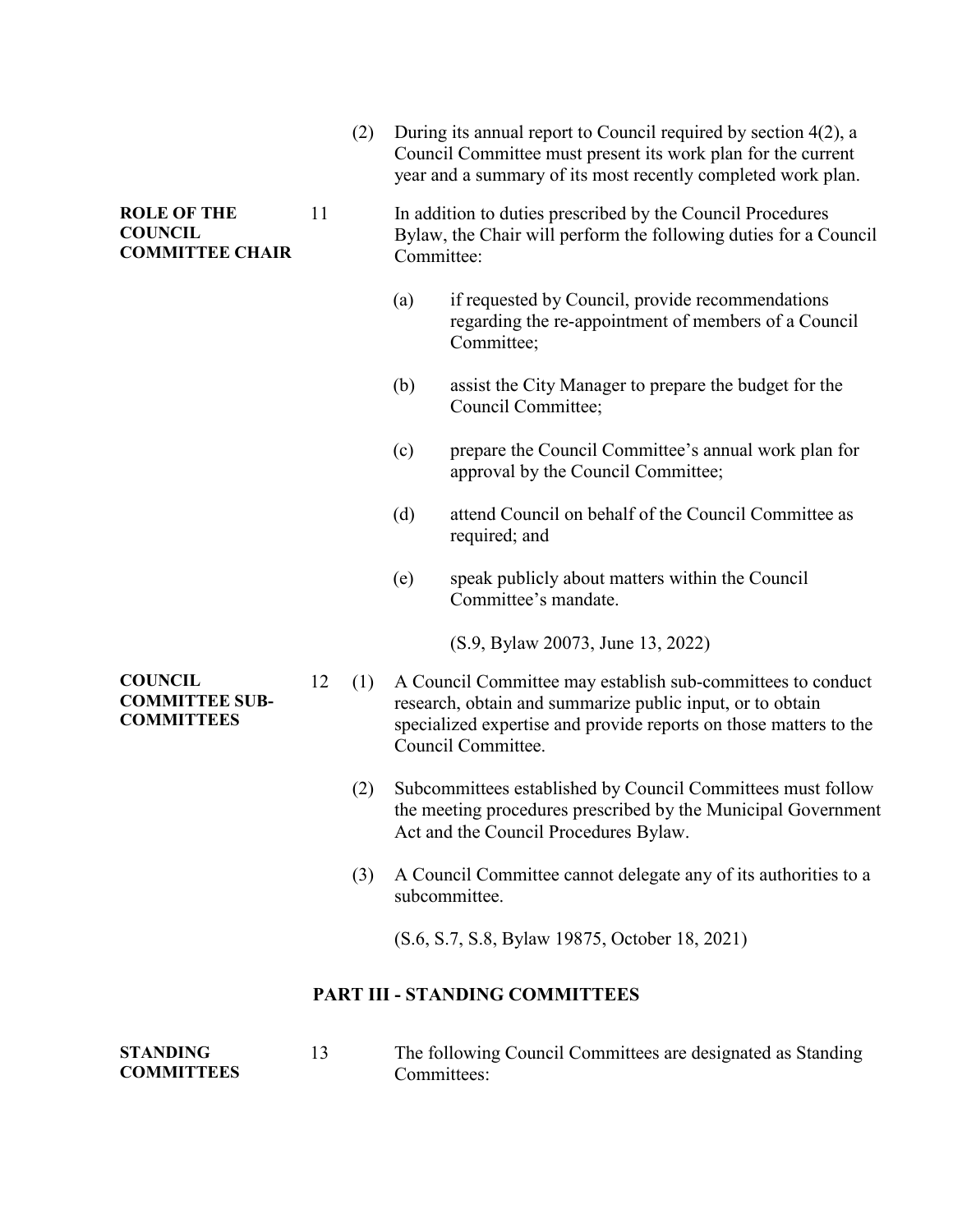(2) During its annual report to Council required by section 4(2), a Council Committee must present its work plan for the current year and a summary of its most recently completed work plan.

**ROLE OF THE COUNCIL COMMITTEE CHAIR**

11 In addition to duties prescribed by the Council Procedures Bylaw, the Chair will perform the following duties for a Council Committee:

(a) if requested by Council, provide recommendations regarding the re-appointment of members of a Council Committee;

(b) assist the City Manager to prepare the budget for the Council Committee;

(c) prepare the Council Committee's annual work plan for approval by the Council Committee;

(d) attend Council on behalf of the Council Committee as required; and

(e) speak publicly about matters within the Council Committee's mandate.

(S.9, Bylaw 20073, June 13, 2022)

**COUNCIL COMMITTEE SUB-COMMITTEES**

12 (1) A Council Committee may establish sub-committees to conduct research, obtain and summarize public input, or to obtain specialized expertise and provide reports on those matters to the Council Committee.

(2) Subcommittees established by Council Committees must follow the meeting procedures prescribed by the Municipal Government Act and the Council Procedures Bylaw.

(3) A Council Committee cannot delegate any of its authorities to a subcommittee.

(S.6, S.7, S.8, Bylaw 19875, October 18, 2021)

## PART III - STANDING COMMITTEES

**STANDING COMMITTEES**

13 The following Council Committees are designated as Standing Committees: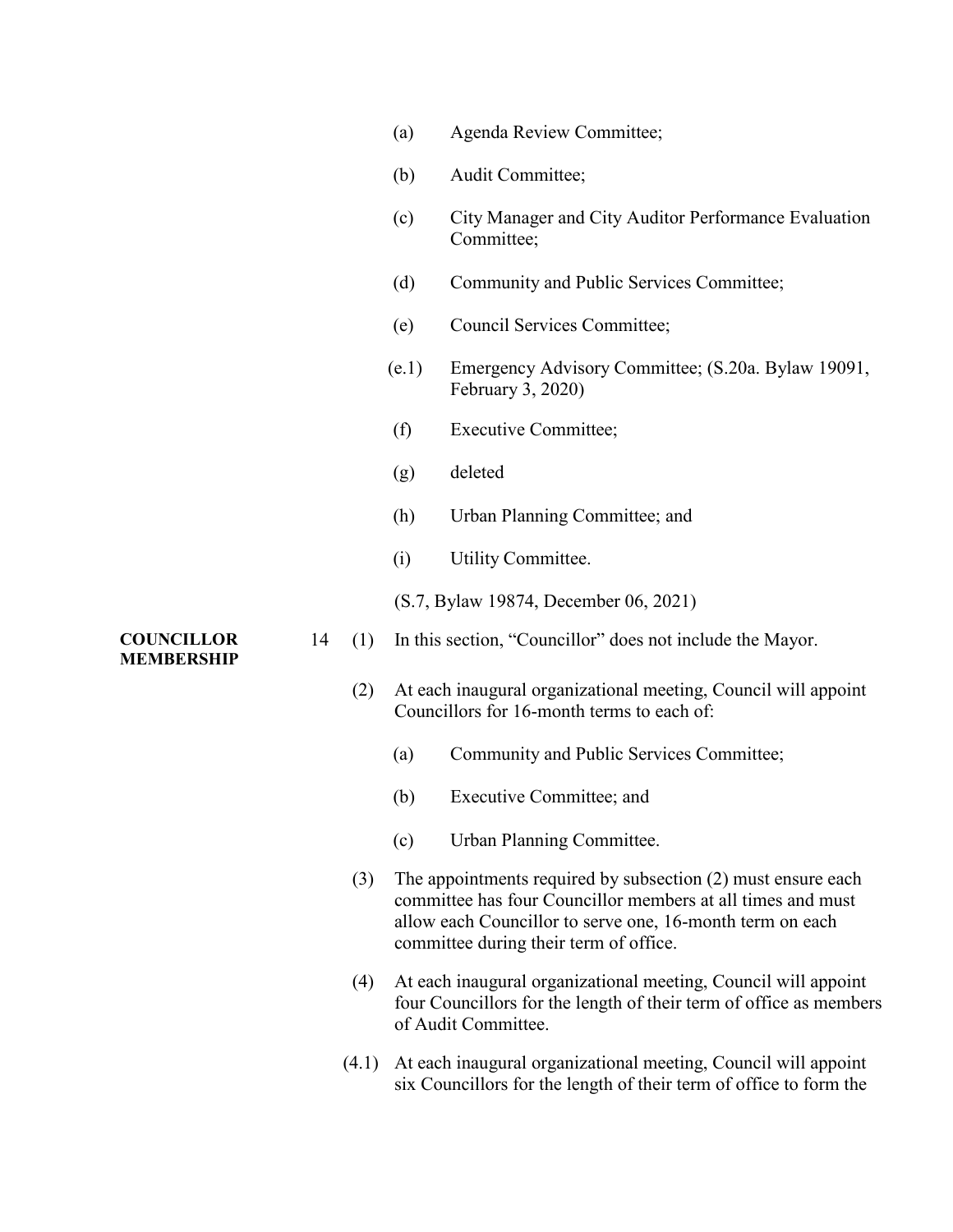(a) Agenda Review Committee;

(b) Audit Committee;

(c) City Manager and City Auditor Performance Evaluation Committee;

(d) Community and Public Services Committee;

(e) Council Services Committee;

(e.1) Emergency Advisory Committee; (S.20a. Bylaw 19091, February 3, 2020)

(f) Executive Committee;

(g) deleted

(h) Urban Planning Committee; and

(i) Utility Committee.

(S.7, Bylaw 19874, December 06, 2021)

**COUNCILLOR MEMBERSHIP**

14 (1) In this section, "Councillor" does not include the Mayor.

(2) At each inaugural organizational meeting, Council will appoint Councillors for 16-month terms to each of:

(a) Community and Public Services Committee;

(b) Executive Committee; and

(c) Urban Planning Committee.

(3) The appointments required by subsection (2) must ensure each committee has four Councillor members at all times and must allow each Councillor to serve one, 16-month term on each committee during their term of office.

(4) At each inaugural organizational meeting, Council will appoint four Councillors for the length of their term of office as members of Audit Committee.

(4.1) At each inaugural organizational meeting, Council will appoint six Councillors for the length of their term of office to form the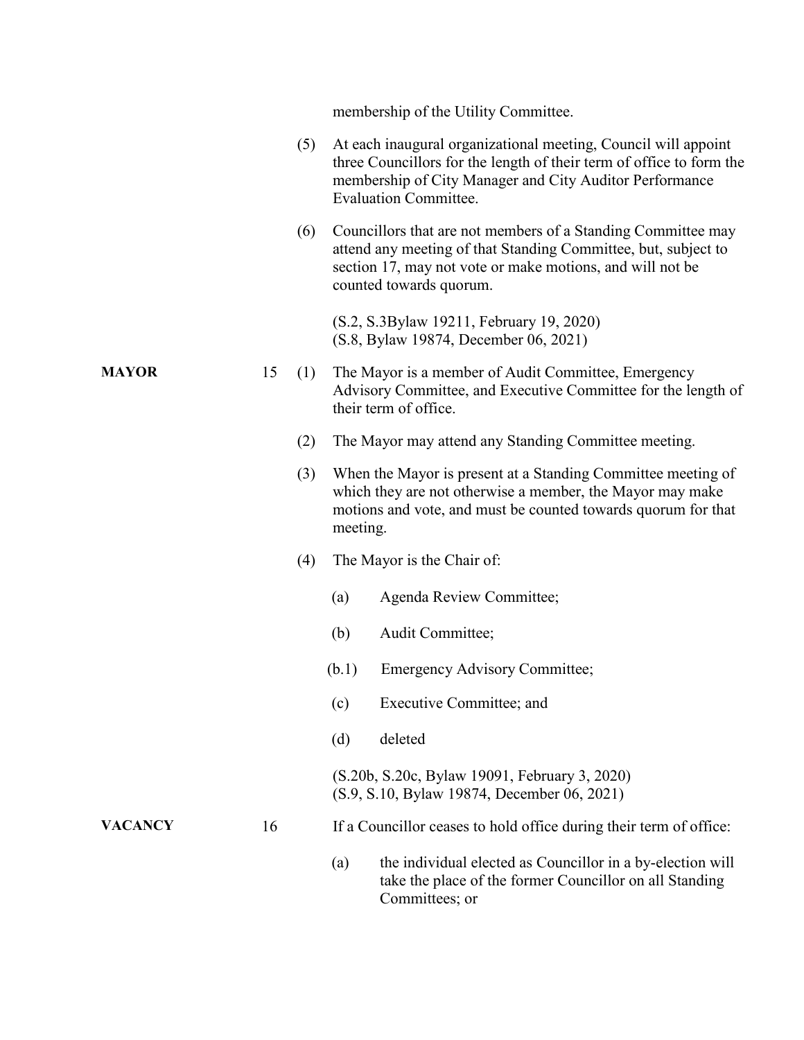membership of the Utility Committee.

(5) At each inaugural organizational meeting, Council will appoint three Councillors for the length of their term of office to form the membership of City Manager and City Auditor Performance Evaluation Committee.

(6) Councillors that are not members of a Standing Committee may attend any meeting of that Standing Committee, but, subject to section 17, may not vote or make motions, and will not be counted towards quorum.

(S.2, S.3Bylaw 19211, February 19, 2020)
(S.8, Bylaw 19874, December 06, 2021)

**MAYOR**

15 (1) The Mayor is a member of Audit Committee, Emergency Advisory Committee, and Executive Committee for the length of their term of office.

(2) The Mayor may attend any Standing Committee meeting.

(3) When the Mayor is present at a Standing Committee meeting of which they are not otherwise a member, the Mayor may make motions and vote, and must be counted towards quorum for that meeting.

(4) The Mayor is the Chair of:

(a) Agenda Review Committee;

(b) Audit Committee;

(b.1) Emergency Advisory Committee;

(c) Executive Committee; and

(d) deleted

(S.20b, S.20c, Bylaw 19091, February 3, 2020)
(S.9, S.10, Bylaw 19874, December 06, 2021)

**VACANCY**

16 If a Councillor ceases to hold office during their term of office:

(a) the individual elected as Councillor in a by-election will take the place of the former Councillor on all Standing Committees; or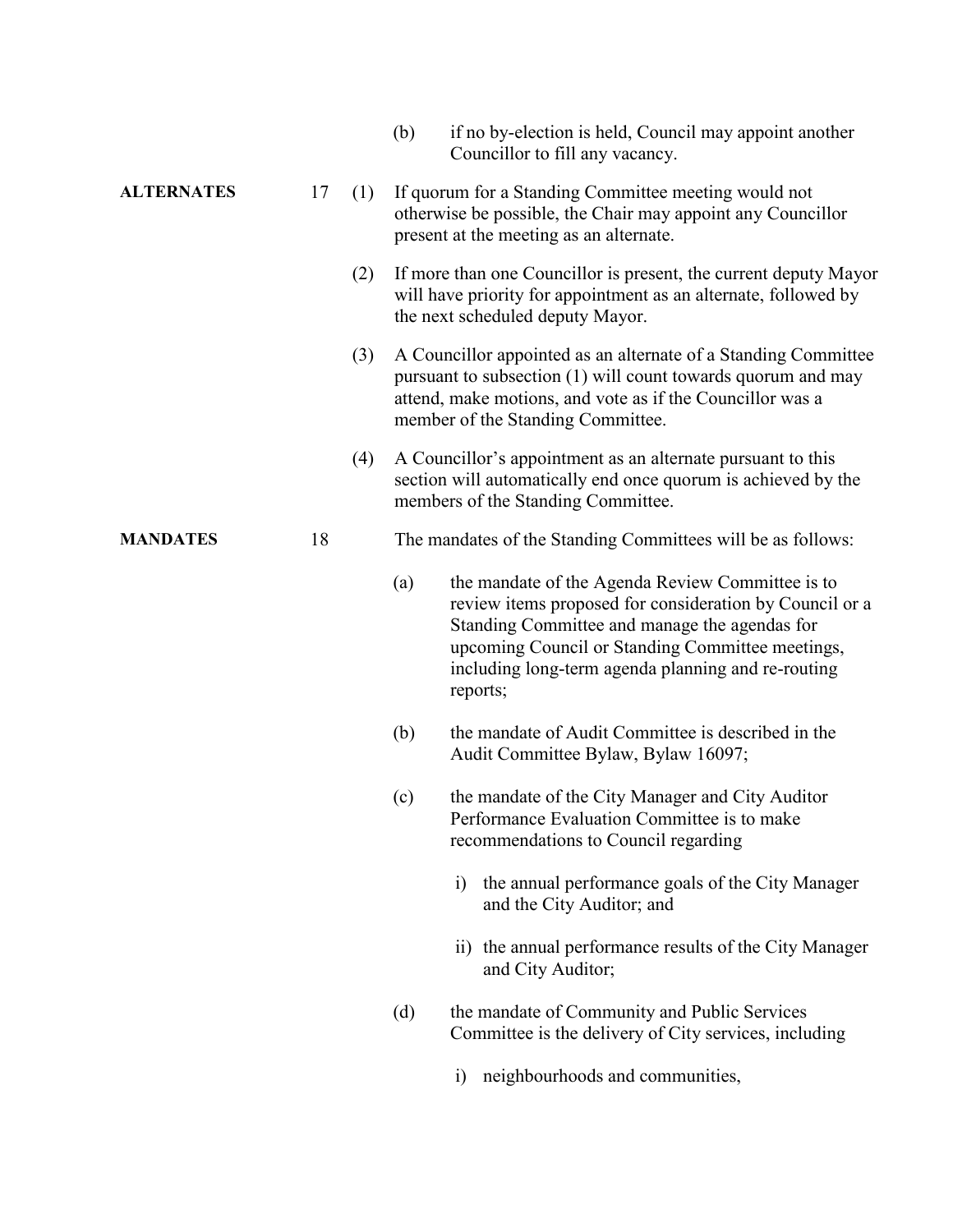(b) if no by-election is held, Council may appoint another Councillor to fill any vacancy.

**ALTERNATES**

17 (1) If quorum for a Standing Committee meeting would not otherwise be possible, the Chair may appoint any Councillor present at the meeting as an alternate.

(2) If more than one Councillor is present, the current deputy Mayor will have priority for appointment as an alternate, followed by the next scheduled deputy Mayor.

(3) A Councillor appointed as an alternate of a Standing Committee pursuant to subsection (1) will count towards quorum and may attend, make motions, and vote as if the Councillor was a member of the Standing Committee.

(4) A Councillor's appointment as an alternate pursuant to this section will automatically end once quorum is achieved by the members of the Standing Committee.

**MANDATES**

18 The mandates of the Standing Committees will be as follows:

(a) the mandate of the Agenda Review Committee is to review items proposed for consideration by Council or a Standing Committee and manage the agendas for upcoming Council or Standing Committee meetings, including long-term agenda planning and re-routing reports;

(b) the mandate of Audit Committee is described in the Audit Committee Bylaw, Bylaw 16097;

(c) the mandate of the City Manager and City Auditor Performance Evaluation Committee is to make recommendations to Council regarding

i) the annual performance goals of the City Manager and the City Auditor; and

ii) the annual performance results of the City Manager and City Auditor;

(d) the mandate of Community and Public Services Committee is the delivery of City services, including

i) neighbourhoods and communities,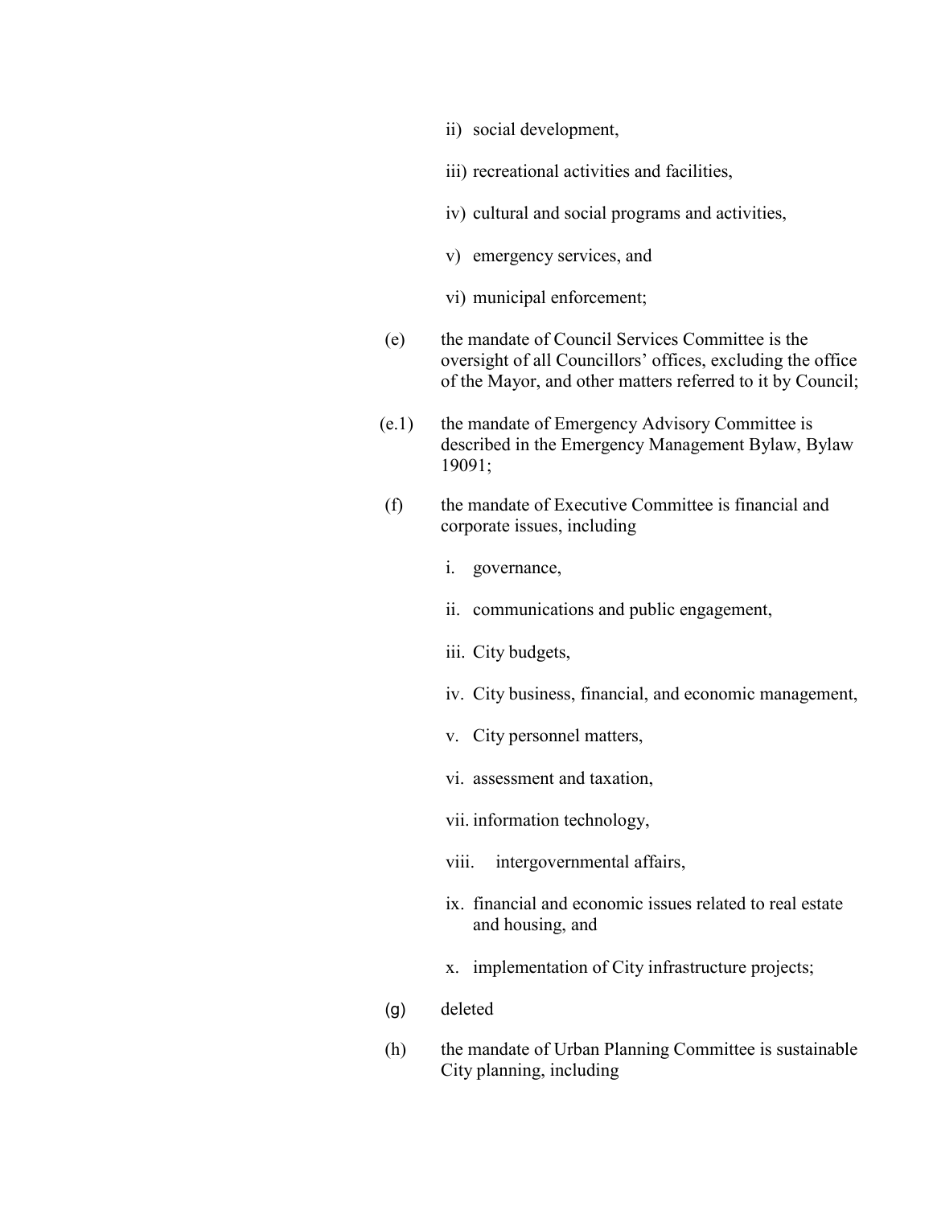ii) social development,

iii) recreational activities and facilities,

iv) cultural and social programs and activities,

v) emergency services, and

vi) municipal enforcement;

(e) the mandate of Council Services Committee is the oversight of all Councillors' offices, excluding the office of the Mayor, and other matters referred to it by Council;

(e.1) the mandate of Emergency Advisory Committee is described in the Emergency Management Bylaw, Bylaw 19091;

(f) the mandate of Executive Committee is financial and corporate issues, including

i. governance,

ii. communications and public engagement,

iii. City budgets,

iv. City business, financial, and economic management,

v. City personnel matters,

vi. assessment and taxation,

vii. information technology,

viii. intergovernmental affairs,

ix. financial and economic issues related to real estate and housing, and

x. implementation of City infrastructure projects;

(g) deleted

(h) the mandate of Urban Planning Committee is sustainable City planning, including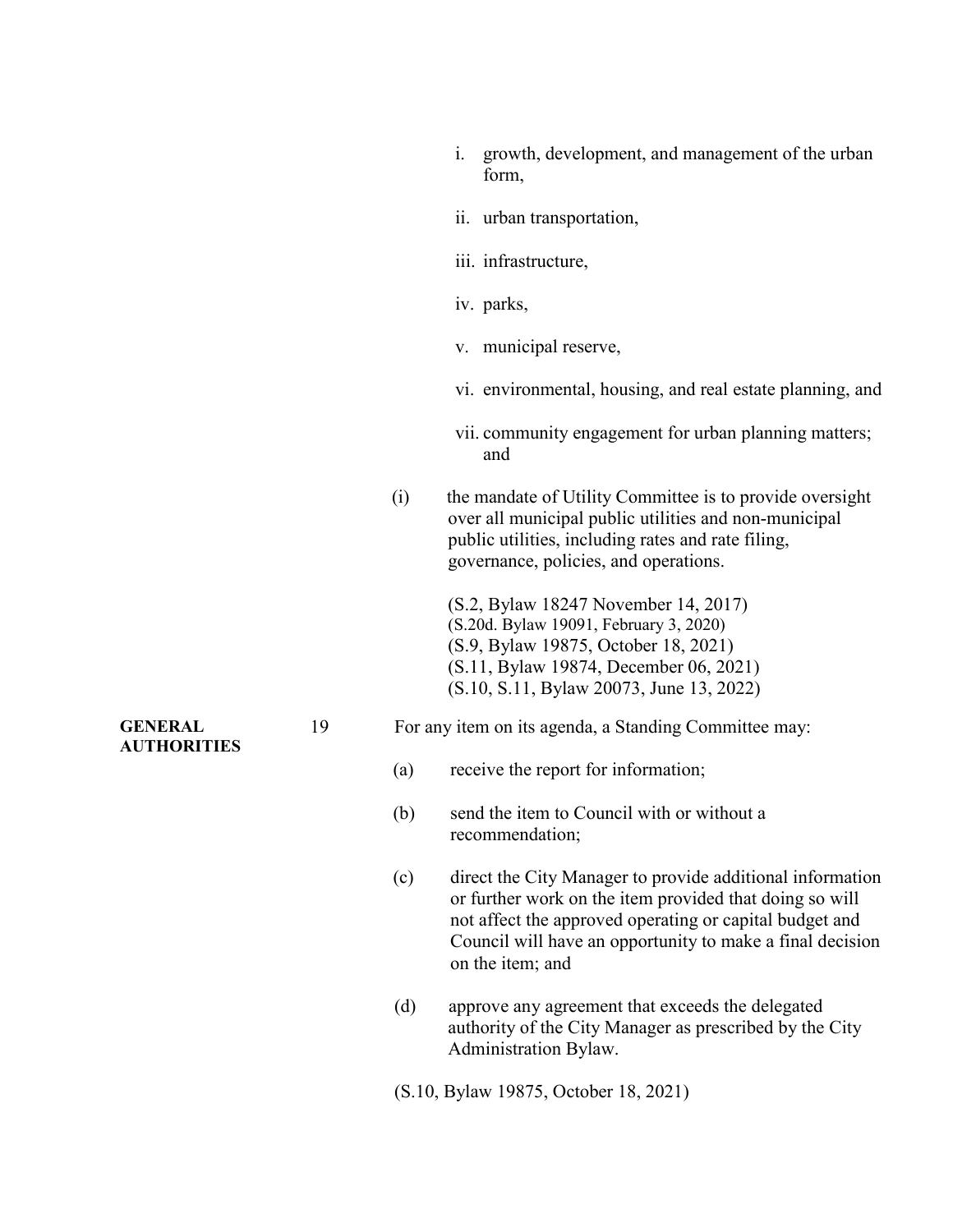i. growth, development, and management of the urban form,

ii. urban transportation,

iii. infrastructure,

iv. parks,

v. municipal reserve,

vi. environmental, housing, and real estate planning, and

vii. community engagement for urban planning matters; and

(i) the mandate of Utility Committee is to provide oversight over all municipal public utilities and non-municipal public utilities, including rates and rate filing, governance, policies, and operations.

(S.2, Bylaw 18247 November 14, 2017)
(S.20d. Bylaw 19091, February 3, 2020)
(S.9, Bylaw 19875, October 18, 2021)
(S.11, Bylaw 19874, December 06, 2021)
(S.10, S.11, Bylaw 20073, June 13, 2022)

**GENERAL AUTHORITIES**

19 For any item on its agenda, a Standing Committee may:

(a) receive the report for information;

(b) send the item to Council with or without a recommendation;

(c) direct the City Manager to provide additional information or further work on the item provided that doing so will not affect the approved operating or capital budget and Council will have an opportunity to make a final decision on the item; and

(d) approve any agreement that exceeds the delegated authority of the City Manager as prescribed by the City Administration Bylaw.

(S.10, Bylaw 19875, October 18, 2021)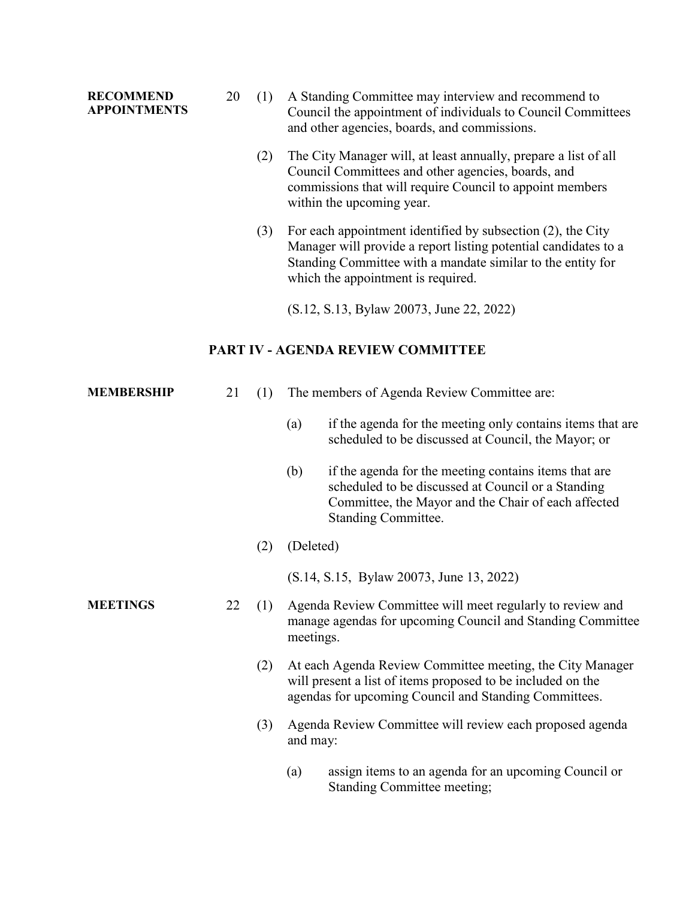**RECOMMEND APPOINTMENTS**

20 (1) A Standing Committee may interview and recommend to Council the appointment of individuals to Council Committees and other agencies, boards, and commissions.

(2) The City Manager will, at least annually, prepare a list of all Council Committees and other agencies, boards, and commissions that will require Council to appoint members within the upcoming year.

(3) For each appointment identified by subsection (2), the City Manager will provide a report listing potential candidates to a Standing Committee with a mandate similar to the entity for which the appointment is required.

(S.12, S.13, Bylaw 20073, June 22, 2022)

## PART IV - AGENDA REVIEW COMMITTEE

**MEMBERSHIP**

21 (1) The members of Agenda Review Committee are:

(a) if the agenda for the meeting only contains items that are scheduled to be discussed at Council, the Mayor; or

(b) if the agenda for the meeting contains items that are scheduled to be discussed at Council or a Standing Committee, the Mayor and the Chair of each affected Standing Committee.

(2) (Deleted)

(S.14, S.15, Bylaw 20073, June 13, 2022)

**MEETINGS**

22 (1) Agenda Review Committee will meet regularly to review and manage agendas for upcoming Council and Standing Committee meetings.

(2) At each Agenda Review Committee meeting, the City Manager will present a list of items proposed to be included on the agendas for upcoming Council and Standing Committees.

(3) Agenda Review Committee will review each proposed agenda and may:

(a) assign items to an agenda for an upcoming Council or Standing Committee meeting;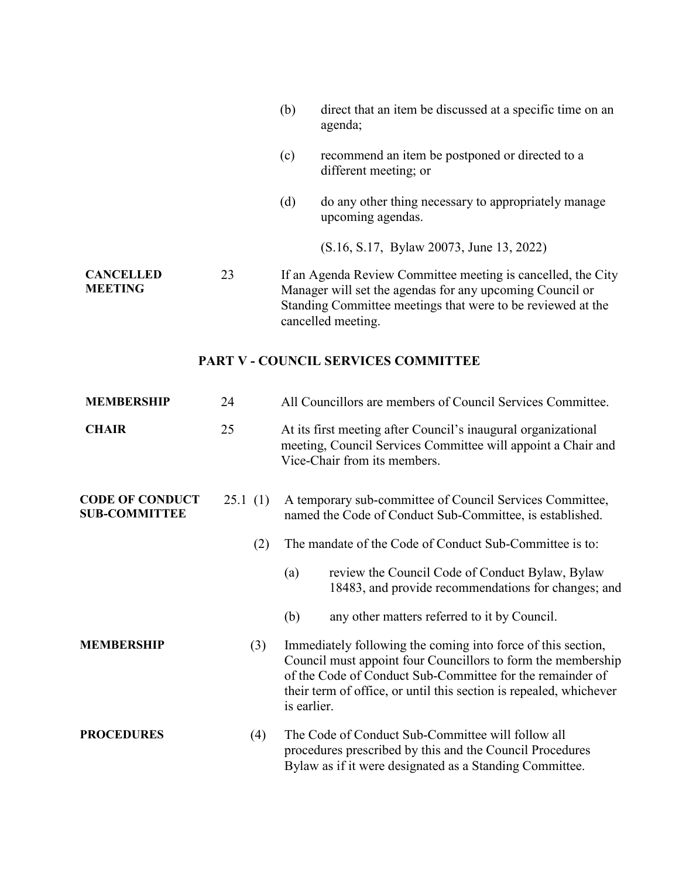(b) direct that an item be discussed at a specific time on an agenda;

(c) recommend an item be postponed or directed to a different meeting; or

(d) do any other thing necessary to appropriately manage upcoming agendas.

(S.16, S.17, Bylaw 20073, June 13, 2022)

**CANCELLED MEETING** 23 If an Agenda Review Committee meeting is cancelled, the City Manager will set the agendas for any upcoming Council or Standing Committee meetings that were to be reviewed at the cancelled meeting.

## PART V - COUNCIL SERVICES COMMITTEE

**MEMBERSHIP** 24 All Councillors are members of Council Services Committee.

**CHAIR** 25 At its first meeting after Council's inaugural organizational meeting, Council Services Committee will appoint a Chair and Vice-Chair from its members.

**CODE OF CONDUCT SUB-COMMITTEE** 25.1 (1) A temporary sub-committee of Council Services Committee, named the Code of Conduct Sub-Committee, is established.

(2) The mandate of the Code of Conduct Sub-Committee is to:

(a) review the Council Code of Conduct Bylaw, Bylaw 18483, and provide recommendations for changes; and

(b) any other matters referred to it by Council.

**MEMBERSHIP** (3) Immediately following the coming into force of this section, Council must appoint four Councillors to form the membership of the Code of Conduct Sub-Committee for the remainder of their term of office, or until this section is repealed, whichever is earlier.

**PROCEDURES** (4) The Code of Conduct Sub-Committee will follow all procedures prescribed by this and the Council Procedures Bylaw as if it were designated as a Standing Committee.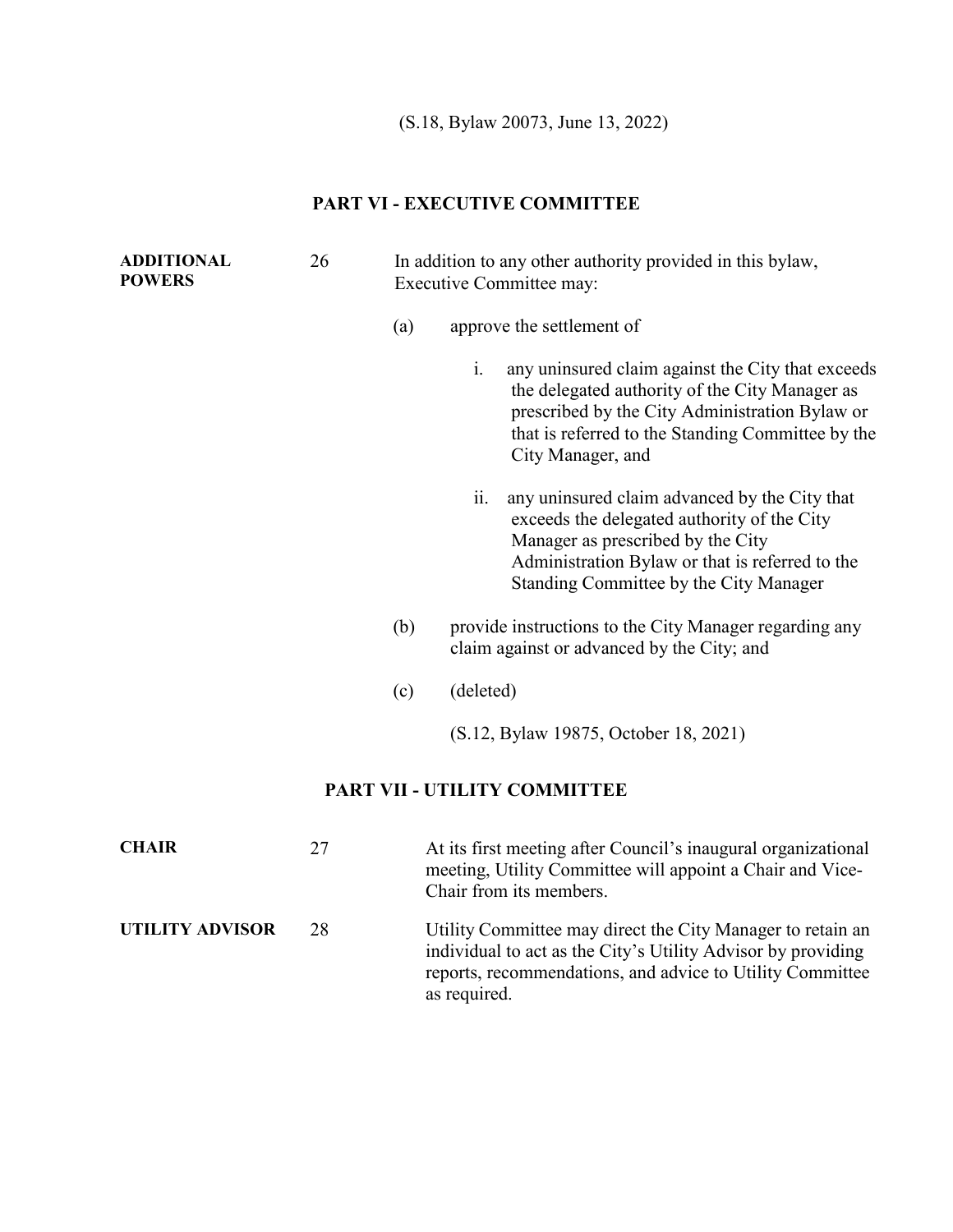(S.18, Bylaw 20073, June 13, 2022)

## PART VI - EXECUTIVE COMMITTEE

**ADDITIONAL POWERS**

26 In addition to any other authority provided in this bylaw, Executive Committee may:

(a) approve the settlement of

i. any uninsured claim against the City that exceeds the delegated authority of the City Manager as prescribed by the City Administration Bylaw or that is referred to the Standing Committee by the City Manager, and

ii. any uninsured claim advanced by the City that exceeds the delegated authority of the City Manager as prescribed by the City Administration Bylaw or that is referred to the Standing Committee by the City Manager

(b) provide instructions to the City Manager regarding any claim against or advanced by the City; and

(c) (deleted)

(S.12, Bylaw 19875, October 18, 2021)

## PART VII - UTILITY COMMITTEE

**CHAIR**

27 At its first meeting after Council's inaugural organizational meeting, Utility Committee will appoint a Chair and Vice-Chair from its members.

**UTILITY ADVISOR**

28 Utility Committee may direct the City Manager to retain an individual to act as the City's Utility Advisor by providing reports, recommendations, and advice to Utility Committee as required.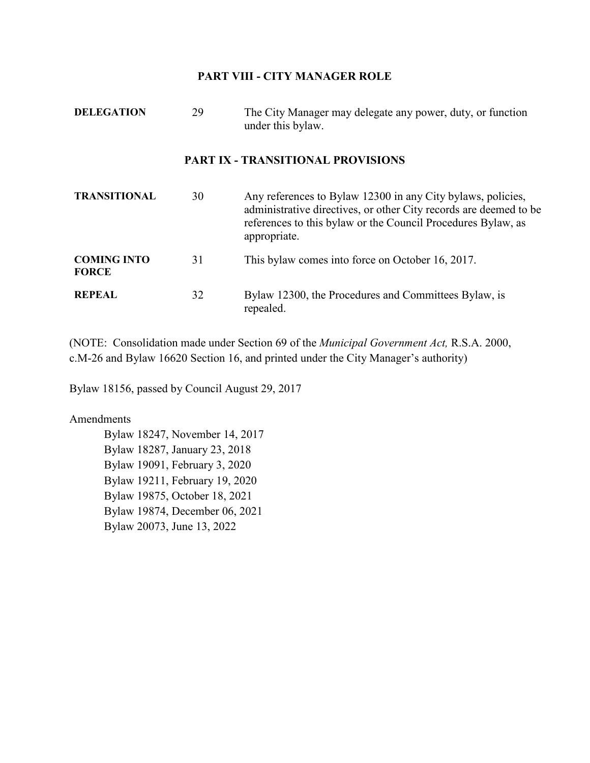## PART VIII - CITY MANAGER ROLE

| | | |
|---|---|---|
| **DELEGATION** | 29 | The City Manager may delegate any power, duty, or function under this bylaw. |

## PART IX - TRANSITIONAL PROVISIONS

| | | |
|---|---|---|
| **TRANSITIONAL** | 30 | Any references to Bylaw 12300 in any City bylaws, policies, administrative directives, or other City records are deemed to be references to this bylaw or the Council Procedures Bylaw, as appropriate. |
| **COMING INTO FORCE** | 31 | This bylaw comes into force on October 16, 2017. |
| **REPEAL** | 32 | Bylaw 12300, the Procedures and Committees Bylaw, is repealed. |

(NOTE: Consolidation made under Section 69 of the *Municipal Government Act,* R.S.A. 2000, c.M-26 and Bylaw 16620 Section 16, and printed under the City Manager's authority)

Bylaw 18156, passed by Council August 29, 2017

Amendments

- Bylaw 18247, November 14, 2017
- Bylaw 18287, January 23, 2018
- Bylaw 19091, February 3, 2020
- Bylaw 19211, February 19, 2020
- Bylaw 19875, October 18, 2021
- Bylaw 19874, December 06, 2021
- Bylaw 20073, June 13, 2022